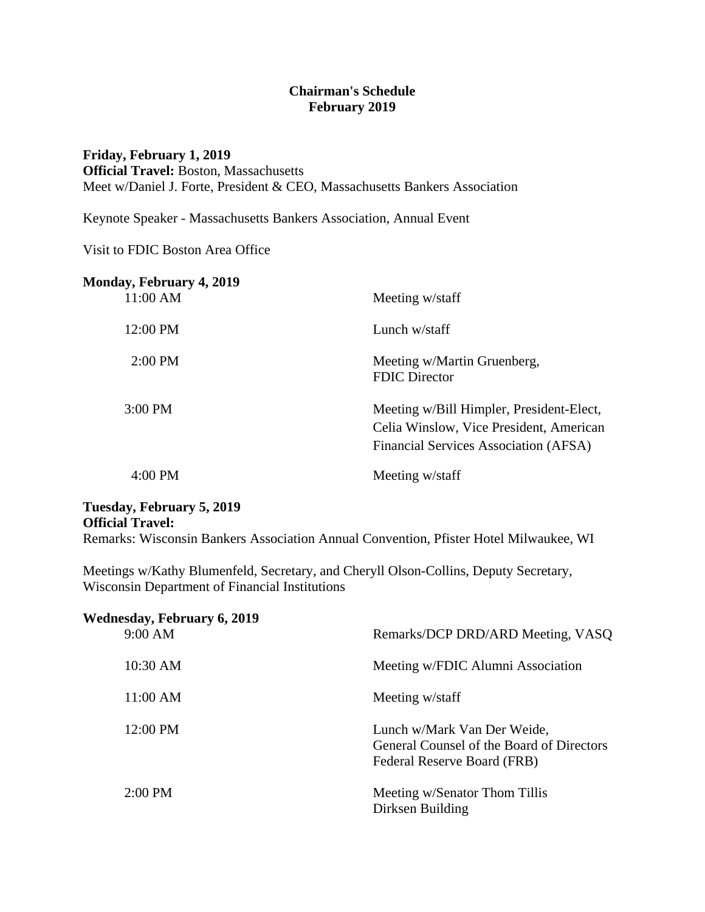# Chairman's Schedule
## February 2019

**Friday, February 1, 2019**
**Official Travel:** Boston, Massachusetts
Meet w/Daniel J. Forte, President & CEO, Massachusetts Bankers Association

Keynote Speaker - Massachusetts Bankers Association, Annual Event

Visit to FDIC Boston Area Office

**Monday, February 4, 2019**

| | |
|---|---|
| 11:00 AM | Meeting w/staff |
| 12:00 PM | Lunch w/staff |
| 2:00 PM | Meeting w/Martin Gruenberg, FDIC Director |
| 3:00 PM | Meeting w/Bill Himpler, President-Elect, Celia Winslow, Vice President, American Financial Services Association (AFSA) |
| 4:00 PM | Meeting w/staff |

**Tuesday, February 5, 2019**
**Official Travel:**
Remarks: Wisconsin Bankers Association Annual Convention, Pfister Hotel Milwaukee, WI

Meetings w/Kathy Blumenfeld, Secretary, and Cheryll Olson-Collins, Deputy Secretary, Wisconsin Department of Financial Institutions

**Wednesday, February 6, 2019**

| | |
|---|---|
| 9:00 AM | Remarks/DCP DRD/ARD Meeting, VASQ |
| 10:30 AM | Meeting w/FDIC Alumni Association |
| 11:00 AM | Meeting w/staff |
| 12:00 PM | Lunch w/Mark Van Der Weide, General Counsel of the Board of Directors Federal Reserve Board (FRB) |
| 2:00 PM | Meeting w/Senator Thom Tillis Dirksen Building |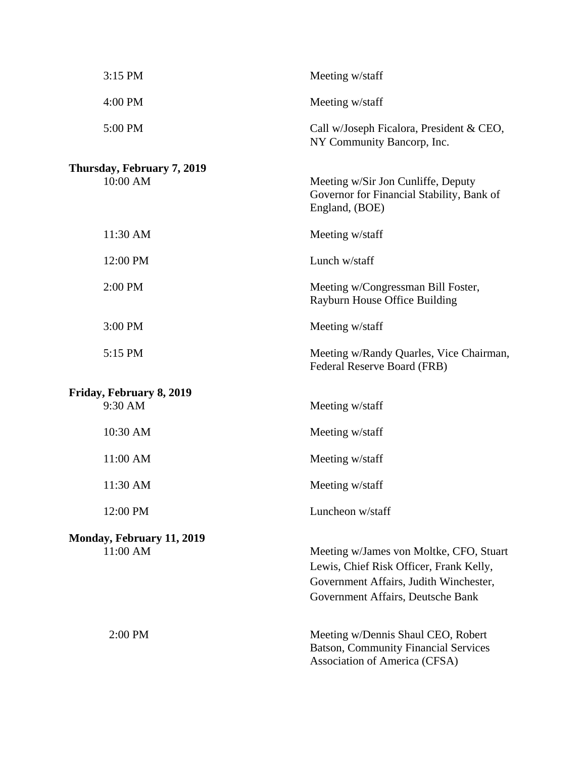| | |
|---|---|
| 3:15 PM | Meeting w/staff |
| 4:00 PM | Meeting w/staff |
| 5:00 PM | Call w/Joseph Ficalora, President & CEO, NY Community Bancorp, Inc. |

**Thursday, February 7, 2019**

| | |
|---|---|
| 10:00 AM | Meeting w/Sir Jon Cunliffe, Deputy Governor for Financial Stability, Bank of England, (BOE) |
| 11:30 AM | Meeting w/staff |
| 12:00 PM | Lunch w/staff |
| 2:00 PM | Meeting w/Congressman Bill Foster, Rayburn House Office Building |
| 3:00 PM | Meeting w/staff |
| 5:15 PM | Meeting w/Randy Quarles, Vice Chairman, Federal Reserve Board (FRB) |

**Friday, February 8, 2019**

| | |
|---|---|
| 9:30 AM | Meeting w/staff |
| 10:30 AM | Meeting w/staff |
| 11:00 AM | Meeting w/staff |
| 11:30 AM | Meeting w/staff |
| 12:00 PM | Luncheon w/staff |

**Monday, February 11, 2019**

| | |
|---|---|
| 11:00 AM | Meeting w/James von Moltke, CFO, Stuart Lewis, Chief Risk Officer, Frank Kelly, Government Affairs, Judith Winchester, Government Affairs, Deutsche Bank |
| 2:00 PM | Meeting w/Dennis Shaul CEO, Robert Batson, Community Financial Services Association of America (CFSA) |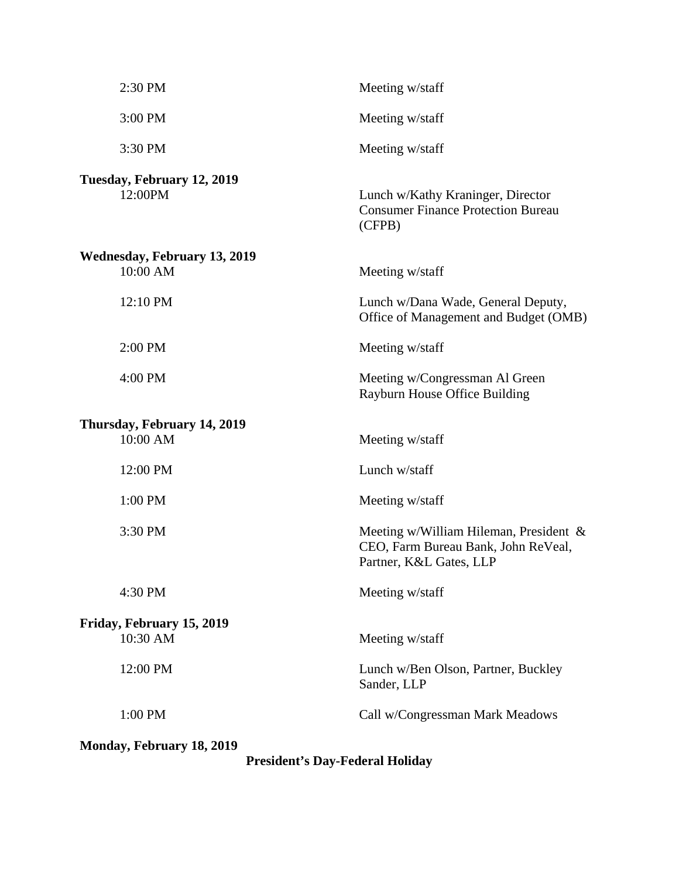| | |
|---|---|
| 2:30 PM | Meeting w/staff |
| 3:00 PM | Meeting w/staff |
| 3:30 PM | Meeting w/staff |

**Tuesday, February 12, 2019**

| | |
|---|---|
| 12:00PM | Lunch w/Kathy Kraninger, Director Consumer Finance Protection Bureau (CFPB) |

**Wednesday, February 13, 2019**

| | |
|---|---|
| 10:00 AM | Meeting w/staff |
| 12:10 PM | Lunch w/Dana Wade, General Deputy, Office of Management and Budget (OMB) |
| 2:00 PM | Meeting w/staff |
| 4:00 PM | Meeting w/Congressman Al Green Rayburn House Office Building |

**Thursday, February 14, 2019**

| | |
|---|---|
| 10:00 AM | Meeting w/staff |
| 12:00 PM | Lunch w/staff |
| 1:00 PM | Meeting w/staff |
| 3:30 PM | Meeting w/William Hileman, President & CEO, Farm Bureau Bank, John ReVeal, Partner, K&L Gates, LLP |
| 4:30 PM | Meeting w/staff |

**Friday, February 15, 2019**

| | |
|---|---|
| 10:30 AM | Meeting w/staff |
| 12:00 PM | Lunch w/Ben Olson, Partner, Buckley Sander, LLP |
| 1:00 PM | Call w/Congressman Mark Meadows |

**Monday, February 18, 2019**

**President's Day-Federal Holiday**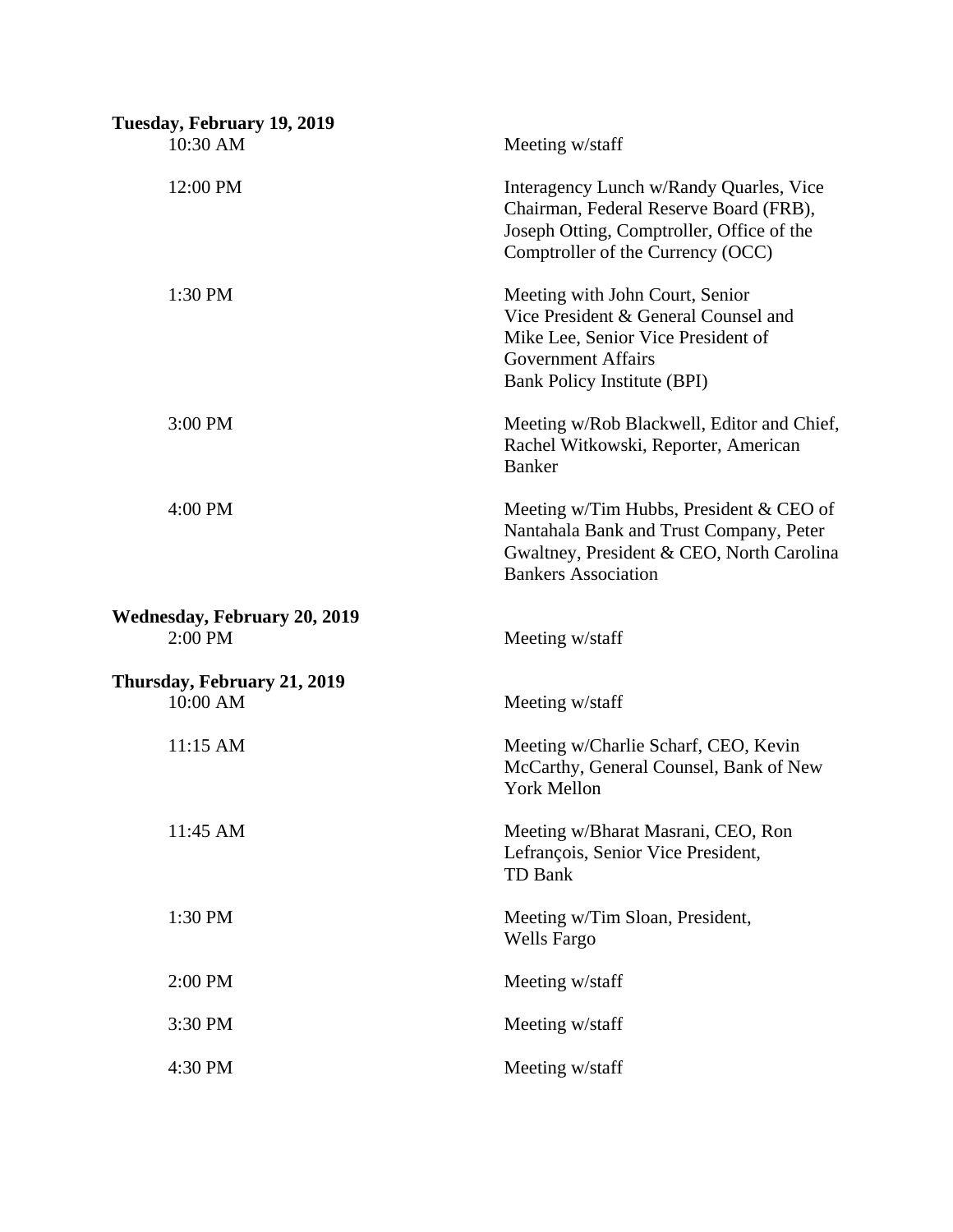**Tuesday, February 19, 2019**

| | |
|---|---|
| 10:30 AM | Meeting w/staff |
| 12:00 PM | Interagency Lunch w/Randy Quarles, Vice Chairman, Federal Reserve Board (FRB), Joseph Otting, Comptroller, Office of the Comptroller of the Currency (OCC) |
| 1:30 PM | Meeting with John Court, Senior Vice President & General Counsel and Mike Lee, Senior Vice President of Government Affairs Bank Policy Institute (BPI) |
| 3:00 PM | Meeting w/Rob Blackwell, Editor and Chief, Rachel Witkowski, Reporter, American Banker |
| 4:00 PM | Meeting w/Tim Hubbs, President & CEO of Nantahala Bank and Trust Company, Peter Gwaltney, President & CEO, North Carolina Bankers Association |

**Wednesday, February 20, 2019**

| | |
|---|---|
| 2:00 PM | Meeting w/staff |

**Thursday, February 21, 2019**

| | |
|---|---|
| 10:00 AM | Meeting w/staff |
| 11:15 AM | Meeting w/Charlie Scharf, CEO, Kevin McCarthy, General Counsel, Bank of New York Mellon |
| 11:45 AM | Meeting w/Bharat Masrani, CEO, Ron Lefrançois, Senior Vice President, TD Bank |
| 1:30 PM | Meeting w/Tim Sloan, President, Wells Fargo |
| 2:00 PM | Meeting w/staff |
| 3:30 PM | Meeting w/staff |
| 4:30 PM | Meeting w/staff |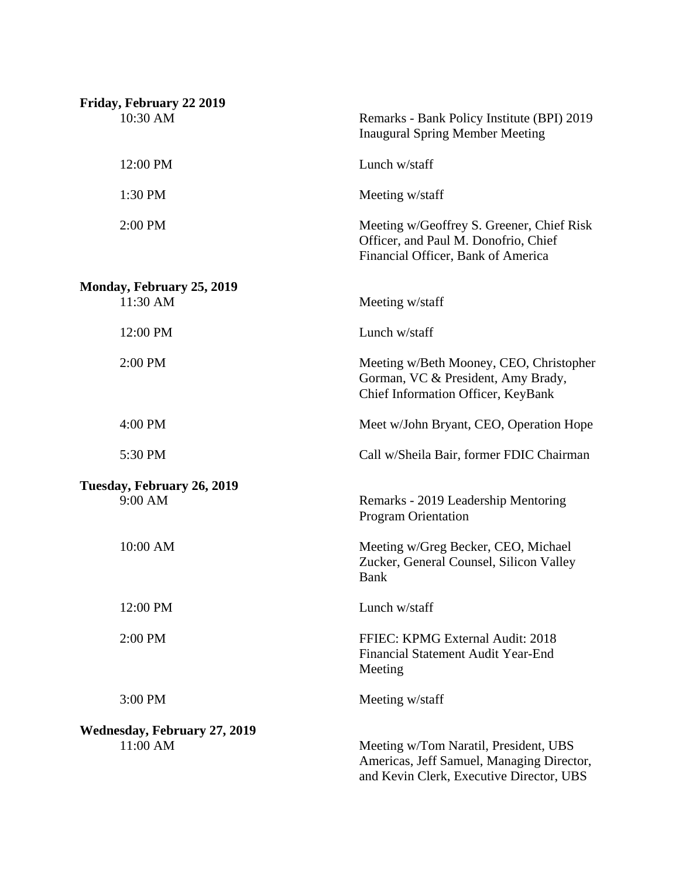**Friday, February 22 2019**

| | |
|---|---|
| 10:30 AM | Remarks - Bank Policy Institute (BPI) 2019 Inaugural Spring Member Meeting |
| 12:00 PM | Lunch w/staff |
| 1:30 PM | Meeting w/staff |
| 2:00 PM | Meeting w/Geoffrey S. Greener, Chief Risk Officer, and Paul M. Donofrio, Chief Financial Officer, Bank of America |

**Monday, February 25, 2019**

| | |
|---|---|
| 11:30 AM | Meeting w/staff |
| 12:00 PM | Lunch w/staff |
| 2:00 PM | Meeting w/Beth Mooney, CEO, Christopher Gorman, VC & President, Amy Brady, Chief Information Officer, KeyBank |
| 4:00 PM | Meet w/John Bryant, CEO, Operation Hope |
| 5:30 PM | Call w/Sheila Bair, former FDIC Chairman |

**Tuesday, February 26, 2019**

| | |
|---|---|
| 9:00 AM | Remarks - 2019 Leadership Mentoring Program Orientation |
| 10:00 AM | Meeting w/Greg Becker, CEO, Michael Zucker, General Counsel, Silicon Valley Bank |
| 12:00 PM | Lunch w/staff |
| 2:00 PM | FFIEC: KPMG External Audit: 2018 Financial Statement Audit Year-End Meeting |
| 3:00 PM | Meeting w/staff |

**Wednesday, February 27, 2019**

| | |
|---|---|
| 11:00 AM | Meeting w/Tom Naratil, President, UBS Americas, Jeff Samuel, Managing Director, and Kevin Clerk, Executive Director, UBS |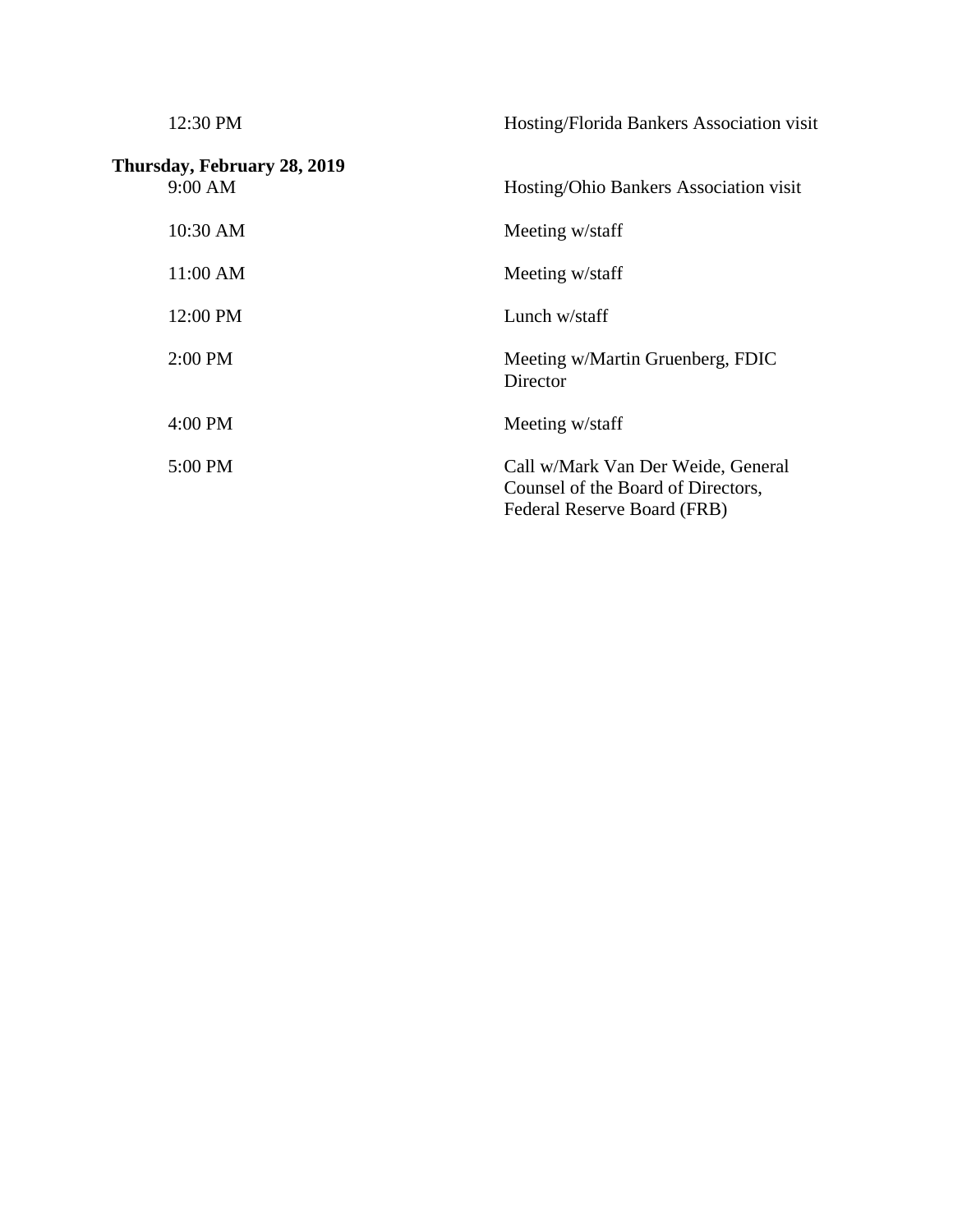| | |
|---|---|
| 12:30 PM | Hosting/Florida Bankers Association visit |

**Thursday, February 28, 2019**

| | |
|---|---|
| 9:00 AM | Hosting/Ohio Bankers Association visit |
| 10:30 AM | Meeting w/staff |
| 11:00 AM | Meeting w/staff |
| 12:00 PM | Lunch w/staff |
| 2:00 PM | Meeting w/Martin Gruenberg, FDIC Director |
| 4:00 PM | Meeting w/staff |
| 5:00 PM | Call w/Mark Van Der Weide, General Counsel of the Board of Directors, Federal Reserve Board (FRB) |